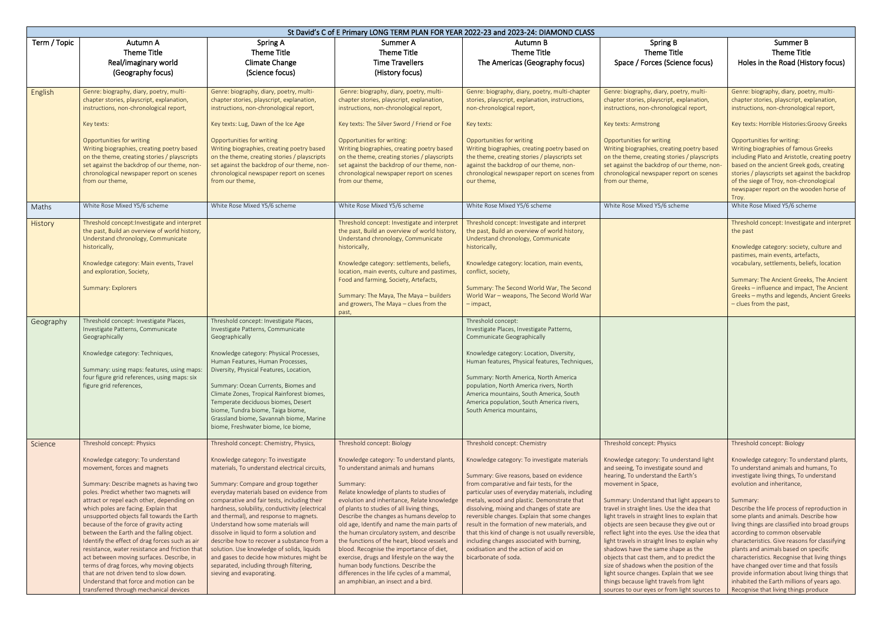| St David's C of E Primary LONG TERM PLAN FOR YEAR 2022-23 and 2023-24: DIAMOND CLASS | | | | | | |
|---|---|---|---|---|---|---|
| Term / Topic | Autumn A<br>Theme Title<br>Real/imaginary world<br>(Geography focus) | Spring A<br>Theme Title<br>Climate Change<br>(Science focus) | Summer A<br>Theme Title<br>Time Travellers<br>(History focus) | Autumn B<br>Theme Title<br>The Americas (Geography focus) | Spring B<br>Theme Title<br>Space / Forces (Science focus) | Summer B<br>Theme Title<br>Holes in the Road (History focus) |
| English | Genre: biography, diary, poetry, multi-chapter stories, playscript, explanation, instructions, non-chronological report,<br><br>Key texts:<br><br>Opportunities for writing<br>Writing biographies, creating poetry based on the theme, creating stories / playscripts set against the backdrop of our theme, non-chronological newspaper report on scenes from our theme, | Genre: biography, diary, poetry, multi-chapter stories, playscript, explanation, instructions, non-chronological report,<br><br>Key texts: Lug, Dawn of the Ice Age<br><br>Opportunities for writing<br>Writing biographies, creating poetry based on the theme, creating stories / playscripts set against the backdrop of our theme, non-chronological newspaper report on scenes from our theme, | Genre: biography, diary, poetry, multi-chapter stories, playscript, explanation, instructions, non-chronological report,<br><br>Key texts: The Silver Sword / Friend or Foe<br><br>Opportunities for writing:<br>Writing biographies, creating poetry based on the theme, creating stories / playscripts set against the backdrop of our theme, non-chronological newspaper report on scenes from our theme, | Genre: biography, diary, poetry, multi-chapter stories, playscript, explanation, instructions, non-chronological report,<br><br>Key texts:<br><br>Opportunities for writing<br>Writing biographies, creating poetry based on the theme, creating stories / playscripts set against the backdrop of our theme, non-chronological newspaper report on scenes from our theme, | Genre: biography, diary, poetry, multi-chapter stories, playscript, explanation, instructions, non-chronological report,<br><br>Key texts: Armstrong<br><br>Opportunities for writing<br>Writing biographies, creating poetry based on the theme, creating stories / playscripts set against the backdrop of our theme, non-chronological newspaper report on scenes from our theme, | Genre: biography, diary, poetry, multi-chapter stories, playscript, explanation, instructions, non-chronological report,<br><br>Key texts: Horrible Histories:Groovy Greeks<br><br>Opportunities for writing:<br>Writing biographies of famous Greeks including Plato and Aristotle, creating poetry based on the ancient Greek gods, creating stories / playscripts set against the backdrop of the siege of Troy, non-chronological newspaper report on the wooden horse of Troy. |
| Maths | White Rose Mixed Y5/6 scheme | White Rose Mixed Y5/6 scheme | White Rose Mixed Y5/6 scheme | White Rose Mixed Y5/6 scheme | White Rose Mixed Y5/6 scheme | White Rose Mixed Y5/6 scheme |
| History | Threshold concept:Investigate and interpret the past, Build an overview of world history, Understand chronology, Communicate historically,<br><br>Knowledge category: Main events, Travel and exploration, Society,<br><br>Summary: Explorers | | Threshold concept: Investigate and interpret the past, Build an overview of world history, Understand chronology, Communicate historically,<br><br>Knowledge category: settlements, beliefs, location, main events, culture and pastimes, Food and farming, Society, Artefacts,<br><br>Summary: The Maya, The Maya – builders and growers, The Maya – clues from the past, | Threshold concept: Investigate and interpret the past, Build an overview of world history, Understand chronology, Communicate historically,<br><br>Knowledge category: location, main events, conflict, society,<br><br>Summary: The Second World War, The Second World War – weapons, The Second World War – impact, | | Threshold concept: Investigate and interpret the past<br><br>Knowledge category: society, culture and pastimes, main events, artefacts, vocabulary, settlements, beliefs, location<br><br>Summary: The Ancient Greeks, The Ancient Greeks – influence and impact, The Ancient Greeks – myths and legends, Ancient Greeks – clues from the past, |
| Geography | Threshold concept: Investigate Places, Investigate Patterns, Communicate Geographically<br><br>Knowledge category: Techniques,<br><br>Summary: using maps: features, using maps: four figure grid references, using maps: six figure grid references, | Threshold concept: Investigate Places, Investigate Patterns, Communicate Geographically<br><br>Knowledge category: Physical Processes, Human Features, Human Processes, Diversity, Physical Features, Location,<br><br>Summary: Ocean Currents, Biomes and Climate Zones, Tropical Rainforest biomes, Temperate deciduous biomes, Desert biome, Tundra biome, Taiga biome, Grassland biome, Savannah biome, Marine biome, Freshwater biome, Ice biome, | | Threshold concept:<br>Investigate Places, Investigate Patterns, Communicate Geographically<br><br>Knowledge category: Location, Diversity, Human features, Physical features, Techniques,<br><br>Summary: North America, North America population, North America rivers, North America mountains, South America, South America population, South America rivers, South America mountains, | | |
| Science | Threshold concept: Physics<br><br>Knowledge category: To understand movement, forces and magnets<br><br>Summary: Describe magnets as having two poles. Predict whether two magnets will attract or repel each other, depending on which poles are facing. Explain that unsupported objects fall towards the Earth because of the force of gravity acting between the Earth and the falling object. Identify the effect of drag forces such as air resistance, water resistance and friction that act between moving surfaces. Describe, in terms of drag forces, why moving objects that are not driven tend to slow down. Understand that force and motion can be transferred through mechanical devices | Threshold concept: Chemistry, Physics,<br><br>Knowledge category: To investigate materials, To understand electrical circuits,<br><br>Summary: Compare and group together everyday materials based on evidence from comparative and fair tests, including their hardness, solubility, conductivity (electrical and thermal), and response to magnets. Understand how some materials will dissolve in liquid to form a solution and describe how to recover a substance from a solution. Use knowledge of solids, liquids and gases to decide how mixtures might be separated, including through filtering, sieving and evaporating. | Threshold concept: Biology<br><br>Knowledge category: To understand plants, To understand animals and humans<br><br>Summary:<br>Relate knowledge of plants to studies of evolution and inheritance, Relate knowledge of plants to studies of all living things, Describe the changes as humans develop to old age, Identify and name the main parts of the human circulatory system, and describe the functions of the heart, blood vessels and blood. Recognise the importance of diet, exercise, drugs and lifestyle on the way the human body functions. Describe the differences in the life cycles of a mammal, an amphibian, an insect and a bird. | Threshold concept: Chemistry<br><br>Knowledge category: To investigate materials<br><br>Summary: Give reasons, based on evidence from comparative and fair tests, for the particular uses of everyday materials, including metals, wood and plastic. Demonstrate that dissolving, mixing and changes of state are reversible changes. Explain that some changes result in the formation of new materials, and that this kind of change is not usually reversible, including changes associated with burning, oxidisation and the action of acid on bicarbonate of soda. | Threshold concept: Physics<br><br>Knowledge category: To understand light and seeing, To investigate sound and hearing, To understand the Earth's movement in Space,<br><br>Summary: Understand that light appears to travel in straight lines. Use the idea that light travels in straight lines to explain that objects are seen because they give out or reflect light into the eyes. Use the idea that light travels in straight lines to explain why shadows have the same shape as the objects that cast them, and to predict the size of shadows when the position of the light source changes. Explain that we see things because light travels from light sources to our eyes or from light sources to | Threshold concept: Biology<br><br>Knowledge category: To understand plants, To understand animals and humans, To investigate living things, To understand evolution and inheritance,<br><br>Summary:<br>Describe the life process of reproduction in some plants and animals. Describe how living things are classified into broad groups according to common observable characteristics. Give reasons for classifying plants and animals based on specific characteristics. Recognise that living things have changed over time and that fossils provide information about living things that inhabited the Earth millions of years ago. Recognise that living things produce |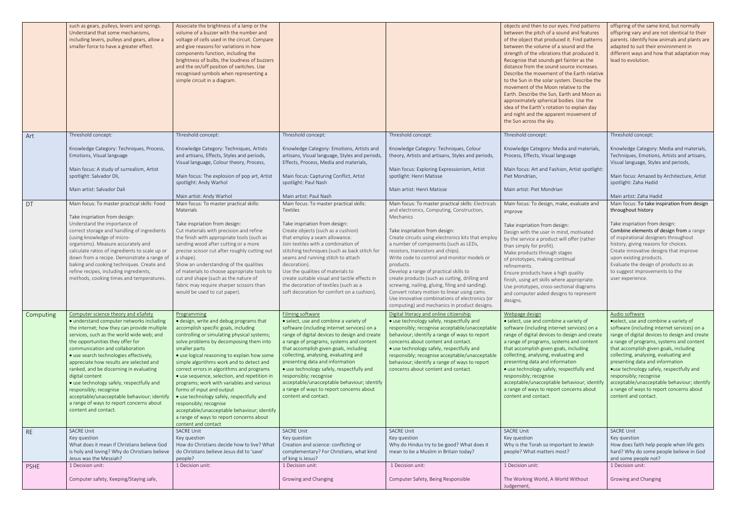|  |  |  |  |  |  |  |
|---|---|---|---|---|---|---|
|  | such as gears, pulleys, levers and springs. Understand that some mechanisms, including levers, pulleys and gears, allow a smaller force to have a greater effect. | Associate the brightness of a lamp or the volume of a buzzer with the number and voltage of cells used in the circuit. Compare and give reasons for variations in how components function, including the brightness of bulbs, the loudness of buzzers and the on/off position of switches. Use recognised symbols when representing a simple circuit in a diagram. |  |  | objects and then to our eyes. Find patterns between the pitch of a sound and features of the object that produced it. Find patterns between the volume of a sound and the strength of the vibrations that produced it. Recognise that sounds get fainter as the distance from the sound source increases. Describe the movement of the Earth relative to the Sun in the solar system. Describe the movement of the Moon relative to the Earth. Describe the Sun, Earth and Moon as approximately spherical bodies. Use the idea of the Earth's rotation to explain day and night and the apparent movement of the Sun across the sky. | offspring of the same kind, but normally offspring vary and are not identical to their parents. Identify how animals and plants are adapted to suit their environment in different ways and how that adaptation may lead to evolution. |
| Art | Threshold concept:<br><br>Knowledge Category: Techniques, Process, Emotions, Visual language<br><br>Main focus: A study of surrealism, Artist spotlight: Salvador Dli,<br><br>Main artist: Salvador Dali | Threshold concept:<br><br>Knowledge Category: Techniques, Artists and artisans, Effects, Styles and periods, Visual language, Colour theory, Process,<br><br>Main focus: The explosion of pop art, Artist spotlight: Andy Warhol<br><br>Main artist: Andy Warhol | Threshold concept:<br><br>Knowledge Category: Emotions, Artists and artisans, Visual language, Styles and periods, Effects, Process, Media and materials,<br><br>Main focus: Capturing Conflict, Artist spotlight: Paul Nash<br><br>Main artist: Paul Nash | Threshold concept:<br><br>Knowledge Category: Techniques, Colour theory, Artists and artisans, Styles and periods,<br><br>Main focus: Exploring Expressionism, Artist spotlight: Henri Matisse<br><br>Main artist: Henri Matisse | Threshold concept:<br><br>Knowledge Category: Media and materials, Process, Effects, Visual language<br><br>Main focus: Art and Fashion, Artist spotlight: Piet Mondrian,<br><br>Main artist: Piet Mondrian | Threshold concept:<br><br>Knowledge Category: Media and materials, Techniques, Emotions, Artists and artisans, Visual language, Styles and periods,<br><br>Main focus: Amazed by Architecture, Artist spotlight: Zaha Hadid<br><br>Main artist: Zaha Hadid |
| DT | Main focus: To master practical skills: Food<br><br>Take inspriation from design:<br>Understand the importance of correct storage and handling of ingredients (using knowledge of micro-organisms). Measure accurately and calculate ratios of ingredients to scale up or down from a recipe. Demonstrate a range of baking and cooking techniques. Create and refine recipes, including ingredients, methods, cooking times and temperatures. | Main focus: To master practical skills: Materials<br><br>Take inspriation from design:<br>Cut materials with precision and refine the finish with appropriate tools (such as sanding wood after cutting or a more precise scissor cut after roughly cutting out a shape).<br>Show an understanding of the qualities of materials to choose appropriate tools to cut and shape (such as the nature of fabric may require sharper scissors than would be used to cut paper). | Main focus: To master practical skills: Textiles<br><br>Take inspriation from design:<br>Create objects (such as a cushion) that employ a seam allowance.<br>Join textiles with a combination of stitching techniques (such as back stitch for seams and running stitch to attach decoration).<br>Use the qualities of materials to create suitable visual and tactile effects in the decoration of textiles (such as a soft decoration for comfort on a cushion). | Main focus: To master practical skills: Electricals and electronics, Computing, Construction, Mechanics<br><br>Take inspriation from design:<br>Create circuits using electronics kits that employ a number of components (such as LEDs, resistors, transistors and chips).<br>Write code to control and monitor models or products.<br>Develop a range of practical skills to create products (such as cutting, drilling and screwing, nailing, gluing, filing and sanding).<br>Convert rotary motion to linear using cams.<br>Use innovative combinations of electronics (or computing) and mechanics in product designs. | Main focus: To design, make, evaluate and improve<br><br>Take inspriation from design:<br>Design with the user in mind, motivated by the service a product will offer (rather than simply for profit).<br>Make products through stages of prototypes, making continual refinements.<br>Ensure products have a high quality finish, using art skills where appropriate.<br>Use prototypes, cross-sectional diagrams and computer aided designs to represent designs. | Main focus: To take inspiration from design throughout history<br><br>Take inspriation from design:<br>Combine elements of design from a range of inspirational designers throughout history, giving reasons for choices.<br>Create innovative designs that improve upon existing products.<br>Evaluate the design of products so as to suggest improvements to the user experience. |
| Computing | Computer science theory and eSafety<br>• understand computer networks including the internet; how they can provide multiple services, such as the world wide web; and the opportunities they offer for communication and collaboration<br>• use search technologies effectively, appreciate how results are selected and ranked, and be discerning in evaluating digital content<br>• use technology safely, respectfully and responsibly; recognise acceptable/unacceptable behaviour; identify a range of ways to report concerns about content and contact. | Programming<br>• design, write and debug programs that accomplish specific goals, including controlling or simulating physical systems; solve problems by decomposing them into smaller parts<br>• use logical reasoning to explain how some simple algorithms work and to detect and correct errors in algorithms and programs<br>• use sequence, selection, and repetition in programs; work with variables and various forms of input and output<br>• use technology safely, respectfully and responsibly; recognise acceptable/unacceptable behaviour; identify a range of ways to report concerns about content and contact | Filming software<br>• select, use and combine a variety of software (including internet services) on a range of digital devices to design and create a range of programs, systems and content that accomplish given goals, including collecting, analysing, evaluating and presenting data and information<br>• use technology safely, respectfully and responsibly; recognise acceptable/unacceptable behaviour; identify a range of ways to report concerns about content and contact. | Digital literacy and online citizenship<br>• use technology safely, respectfully and responsibly; recognise acceptable/unacceptable behaviour; identify a range of ways to report concerns about content and contact.<br>• use technology safely, respectfully and responsibly; recognise acceptable/unacceptable behaviour; identify a range of ways to report concerns about content and contact. | Webpage design<br>• select, use and combine a variety of software (including internet services) on a range of digital devices to design and create a range of programs, systems and content that accomplish given goals, including collecting, analysing, evaluating and presenting data and information<br>• use technology safely, respectfully and responsibly; recognise acceptable/unacceptable behaviour; identify a range of ways to report concerns about content and contact. | Audio software<br>•select, use and combine a variety of software (including internet services) on a range of digital devices to design and create a range of programs, systems and content that accomplish given goals, including collecting, analysing, evaluating and presenting data and information<br>•use technology safely, respectfully and responsibly; recognise acceptable/unacceptable behaviour; identify a range of ways to report concerns about content and contact. |
| RE | SACRE Unit<br>Key question<br>What does it mean if Christians believe God is holy and loving? Why do Christians believe Jesus was the Messiah? | SACRE Unit<br>Key question<br>How do Christians decide how to live? What do Christians believe Jesus did to 'save' people? | SACRE Unit<br>Key question<br>Creation and science: conflicting or complementary? For Christians, what kind of king is Jesus? | SACRE Unit<br>Key question<br>Why do Hindus try to be good? What does it mean to be a Muslim in Britain today? | SACRE Unit<br>Key question<br>Why is the Torah so important to Jewish people? What matters most? | SACRE Unit<br>Key question<br>How does faith help people when life gets hard? Why do some people believe in God and some people not? |
| PSHE | 1 Decision unit:<br><br>Computer safety, Keeping/Staying safe, | 1 Decision unit: | 1 Decision unit:<br><br>Growing and Changing | 1 Decision unit:<br><br>Computer Safety, Being Responsible | 1 Decision unit:<br><br>The Working World, A World Without Judgement, | 1 Decision unit:<br><br>Growing and Changing |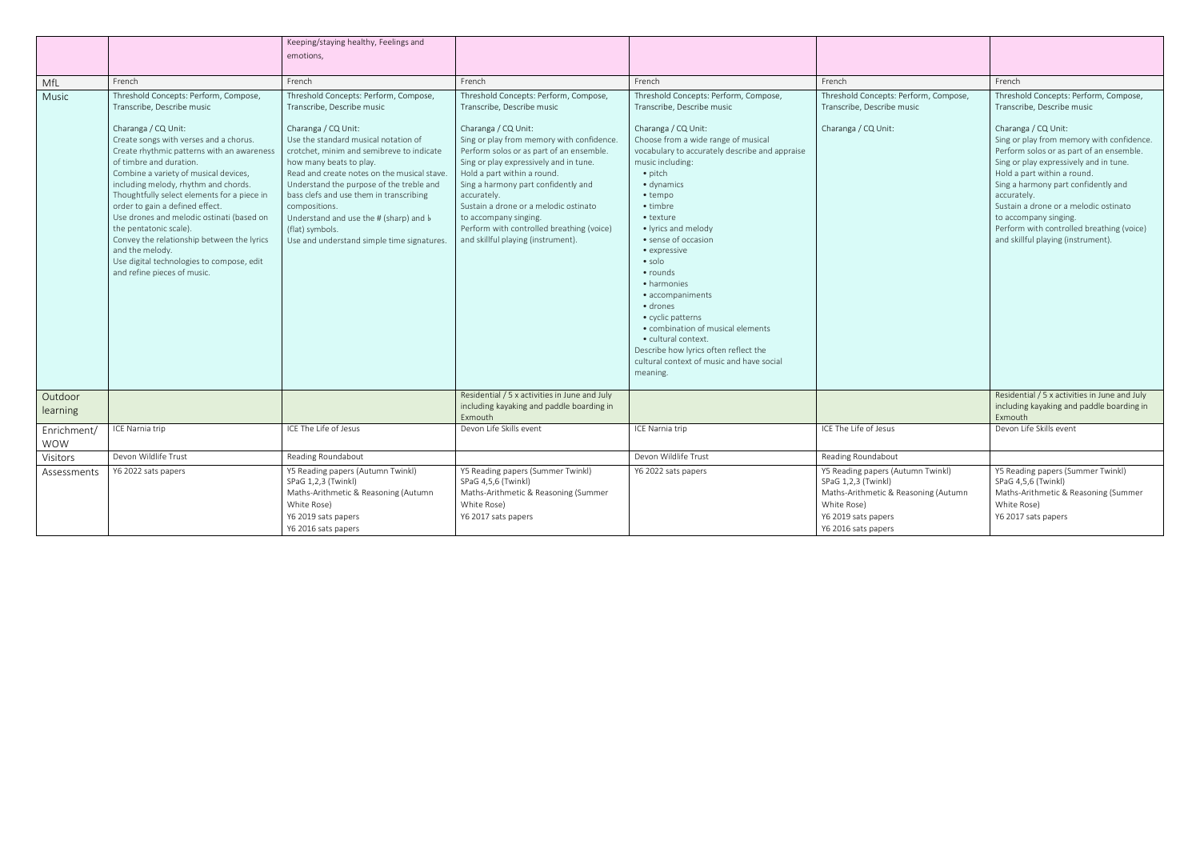| | | | | | | |
|---|---|---|---|---|---|---|
| | | Keeping/staying healthy, Feelings and emotions, | | | | |
| MfL | French | French | French | French | French | French |
| Music | Threshold Concepts: Perform, Compose, Transcribe, Describe music<br><br>Charanga / CQ Unit:<br>Create songs with verses and a chorus.<br>Create rhythmic patterns with an awareness of timbre and duration.<br>Combine a variety of musical devices, including melody, rhythm and chords.<br>Thoughtfully select elements for a piece in order to gain a defined effect.<br>Use drones and melodic ostinati (based on the pentatonic scale).<br>Convey the relationship between the lyrics and the melody.<br>Use digital technologies to compose, edit and refine pieces of music. | Threshold Concepts: Perform, Compose, Transcribe, Describe music<br><br>Charanga / CQ Unit:<br>Use the standard musical notation of crotchet, minim and semibreve to indicate how many beats to play.<br>Read and create notes on the musical stave.<br>Understand the purpose of the treble and bass clefs and use them in transcribing compositions.<br>Understand and use the # (sharp) and ♭ (flat) symbols.<br>Use and understand simple time signatures. | Threshold Concepts: Perform, Compose, Transcribe, Describe music<br><br>Charanga / CQ Unit:<br>Sing or play from memory with confidence.<br>Perform solos or as part of an ensemble.<br>Sing or play expressively and in tune.<br>Hold a part within a round.<br>Sing a harmony part confidently and accurately.<br>Sustain a drone or a melodic ostinato to accompany singing.<br>Perform with controlled breathing (voice) and skillful playing (instrument). | Threshold Concepts: Perform, Compose, Transcribe, Describe music<br><br>Charanga / CQ Unit:<br>Choose from a wide range of musical vocabulary to accurately describe and appraise music including:<br>• pitch<br>• dynamics<br>• tempo<br>• timbre<br>• texture<br>• lyrics and melody<br>• sense of occasion<br>• expressive<br>• solo<br>• rounds<br>• harmonies<br>• accompaniments<br>• drones<br>• cyclic patterns<br>• combination of musical elements<br>• cultural context.<br>Describe how lyrics often reflect the cultural context of music and have social meaning. | Threshold Concepts: Perform, Compose, Transcribe, Describe music<br><br>Charanga / CQ Unit: | Threshold Concepts: Perform, Compose, Transcribe, Describe music<br><br>Charanga / CQ Unit:<br>Sing or play from memory with confidence.<br>Perform solos or as part of an ensemble.<br>Sing or play expressively and in tune.<br>Hold a part within a round.<br>Sing a harmony part confidently and accurately.<br>Sustain a drone or a melodic ostinato to accompany singing.<br>Perform with controlled breathing (voice) and skillful playing (instrument). |
| Outdoor learning | | | Residential / 5 x activities in June and July including kayaking and paddle boarding in Exmouth | | | Residential / 5 x activities in June and July including kayaking and paddle boarding in Exmouth |
| Enrichment/ WOW | ICE Narnia trip | ICE The Life of Jesus | Devon Life Skills event | ICE Narnia trip | ICE The Life of Jesus | Devon Life Skills event |
| Visitors | Devon Wildlife Trust | Reading Roundabout | | Devon Wildlife Trust | Reading Roundabout | |
| Assessments | Y6 2022 sats papers | Y5 Reading papers (Autumn Twinkl)<br>SPaG 1,2,3 (Twinkl)<br>Maths-Arithmetic & Reasoning (Autumn White Rose)<br>Y6 2019 sats papers<br>Y6 2016 sats papers | Y5 Reading papers (Summer Twinkl)<br>SPaG 4,5,6 (Twinkl)<br>Maths-Arithmetic & Reasoning (Summer White Rose)<br>Y6 2017 sats papers | Y6 2022 sats papers | Y5 Reading papers (Autumn Twinkl)<br>SPaG 1,2,3 (Twinkl)<br>Maths-Arithmetic & Reasoning (Autumn White Rose)<br>Y6 2019 sats papers<br>Y6 2016 sats papers | Y5 Reading papers (Summer Twinkl)<br>SPaG 4,5,6 (Twinkl)<br>Maths-Arithmetic & Reasoning (Summer White Rose)<br>Y6 2017 sats papers |